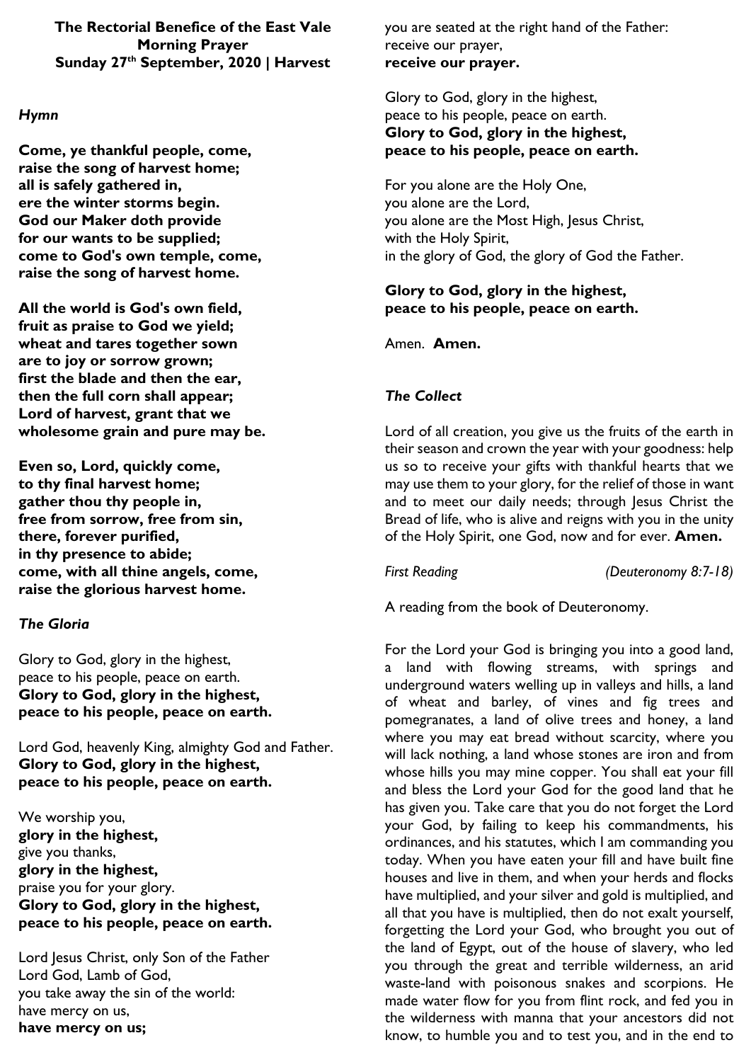**The Rectorial Benefice of the East Vale**
**Morning Prayer**
**Sunday 27th September, 2020 | Harvest**

### *Hymn*

**Come, ye thankful people, come,**
**raise the song of harvest home;**
**all is safely gathered in,**
**ere the winter storms begin.**
**God our Maker doth provide**
**for our wants to be supplied;**
**come to God's own temple, come,**
**raise the song of harvest home.**

**All the world is God's own field,**
**fruit as praise to God we yield;**
**wheat and tares together sown**
**are to joy or sorrow grown;**
**first the blade and then the ear,**
**then the full corn shall appear;**
**Lord of harvest, grant that we**
**wholesome grain and pure may be.**

**Even so, Lord, quickly come,**
**to thy final harvest home;**
**gather thou thy people in,**
**free from sorrow, free from sin,**
**there, forever purified,**
**in thy presence to abide;**
**come, with all thine angels, come,**
**raise the glorious harvest home.**

### *The Gloria*

Glory to God, glory in the highest,
peace to his people, peace on earth.
**Glory to God, glory in the highest,**
**peace to his people, peace on earth.**

Lord God, heavenly King, almighty God and Father.
**Glory to God, glory in the highest,**
**peace to his people, peace on earth.**

We worship you,
**glory in the highest,**
give you thanks,
**glory in the highest,**
praise you for your glory.
**Glory to God, glory in the highest,**
**peace to his people, peace on earth.**

Lord Jesus Christ, only Son of the Father
Lord God, Lamb of God,
you take away the sin of the world:
have mercy on us,
**have mercy on us;**
you are seated at the right hand of the Father:
receive our prayer,
**receive our prayer.**

Glory to God, glory in the highest,
peace to his people, peace on earth.
**Glory to God, glory in the highest,**
**peace to his people, peace on earth.**

For you alone are the Holy One,
you alone are the Lord,
you alone are the Most High, Jesus Christ,
with the Holy Spirit,
in the glory of God, the glory of God the Father.

**Glory to God, glory in the highest,**
**peace to his people, peace on earth.**

Amen. **Amen.**

### *The Collect*

Lord of all creation, you give us the fruits of the earth in their season and crown the year with your goodness: help us so to receive your gifts with thankful hearts that we may use them to your glory, for the relief of those in want and to meet our daily needs; through Jesus Christ the Bread of life, who is alive and reigns with you in the unity of the Holy Spirit, one God, now and for ever. **Amen.**

*First Reading* *(Deuteronomy 8:7-18)*

A reading from the book of Deuteronomy.

For the Lord your God is bringing you into a good land, a land with flowing streams, with springs and underground waters welling up in valleys and hills, a land of wheat and barley, of vines and fig trees and pomegranates, a land of olive trees and honey, a land where you may eat bread without scarcity, where you will lack nothing, a land whose stones are iron and from whose hills you may mine copper. You shall eat your fill and bless the Lord your God for the good land that he has given you. Take care that you do not forget the Lord your God, by failing to keep his commandments, his ordinances, and his statutes, which I am commanding you today. When you have eaten your fill and have built fine houses and live in them, and when your herds and flocks have multiplied, and your silver and gold is multiplied, and all that you have is multiplied, then do not exalt yourself, forgetting the Lord your God, who brought you out of the land of Egypt, out of the house of slavery, who led you through the great and terrible wilderness, an arid waste-land with poisonous snakes and scorpions. He made water flow for you from flint rock, and fed you in the wilderness with manna that your ancestors did not know, to humble you and to test you, and in the end to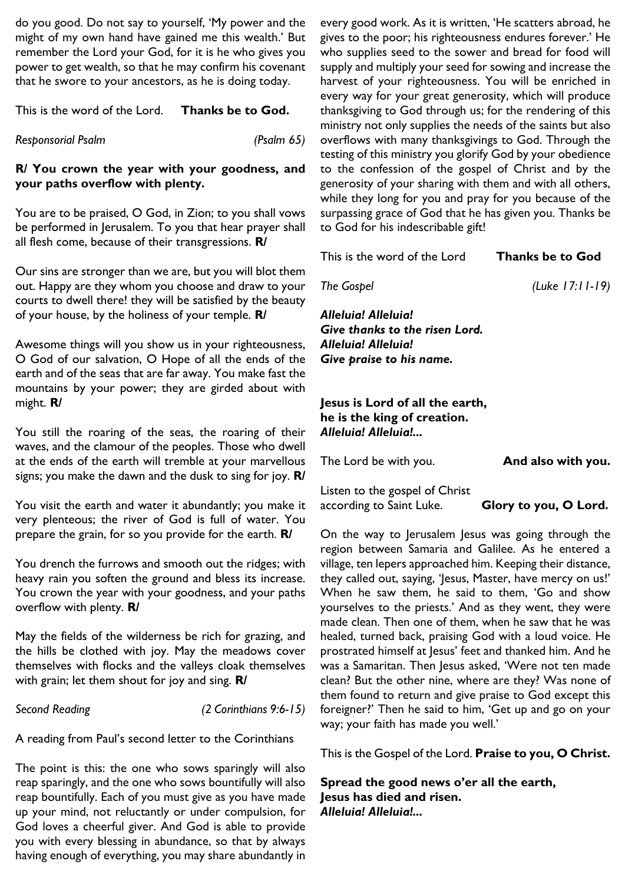do you good. Do not say to yourself, 'My power and the might of my own hand have gained me this wealth.' But remember the Lord your God, for it is he who gives you power to get wealth, so that he may confirm his covenant that he swore to your ancestors, as he is doing today.

This is the word of the Lord. **Thanks be to God.**

*Responsorial Psalm* *(Psalm 65)*

**R/ You crown the year with your goodness, and your paths overflow with plenty.**

You are to be praised, O God, in Zion; to you shall vows be performed in Jerusalem. To you that hear prayer shall all flesh come, because of their transgressions. **R/**

Our sins are stronger than we are, but you will blot them out. Happy are they whom you choose and draw to your courts to dwell there! they will be satisfied by the beauty of your house, by the holiness of your temple. **R/**

Awesome things will you show us in your righteousness, O God of our salvation, O Hope of all the ends of the earth and of the seas that are far away. You make fast the mountains by your power; they are girded about with might. **R/**

You still the roaring of the seas, the roaring of their waves, and the clamour of the peoples. Those who dwell at the ends of the earth will tremble at your marvellous signs; you make the dawn and the dusk to sing for joy. **R/**

You visit the earth and water it abundantly; you make it very plenteous; the river of God is full of water. You prepare the grain, for so you provide for the earth. **R/**

You drench the furrows and smooth out the ridges; with heavy rain you soften the ground and bless its increase. You crown the year with your goodness, and your paths overflow with plenty. **R/**

May the fields of the wilderness be rich for grazing, and the hills be clothed with joy. May the meadows cover themselves with flocks and the valleys cloak themselves with grain; let them shout for joy and sing. **R/**

*Second Reading* *(2 Corinthians 9:6-15)*

A reading from Paul's second letter to the Corinthians

The point is this: the one who sows sparingly will also reap sparingly, and the one who sows bountifully will also reap bountifully. Each of you must give as you have made up your mind, not reluctantly or under compulsion, for God loves a cheerful giver. And God is able to provide you with every blessing in abundance, so that by always having enough of everything, you may share abundantly in every good work. As it is written, 'He scatters abroad, he gives to the poor; his righteousness endures forever.' He who supplies seed to the sower and bread for food will supply and multiply your seed for sowing and increase the harvest of your righteousness. You will be enriched in every way for your great generosity, which will produce thanksgiving to God through us; for the rendering of this ministry not only supplies the needs of the saints but also overflows with many thanksgivings to God. Through the testing of this ministry you glorify God by your obedience to the confession of the gospel of Christ and by the generosity of your sharing with them and with all others, while they long for you and pray for you because of the surpassing grace of God that he has given you. Thanks be to God for his indescribable gift!

This is the word of the Lord **Thanks be to God**

*The Gospel* *(Luke 17:11-19)*

***Alleluia! Alleluia!***
***Give thanks to the risen Lord.***
***Alleluia! Alleluia!***
***Give praise to his name.***

**Jesus is Lord of all the earth,**
**he is the king of creation.**
***Alleluia! Alleluia!...***

The Lord be with you. **And also with you.**

Listen to the gospel of Christ
according to Saint Luke. **Glory to you, O Lord.**

On the way to Jerusalem Jesus was going through the region between Samaria and Galilee. As he entered a village, ten lepers approached him. Keeping their distance, they called out, saying, 'Jesus, Master, have mercy on us!' When he saw them, he said to them, 'Go and show yourselves to the priests.' And as they went, they were made clean. Then one of them, when he saw that he was healed, turned back, praising God with a loud voice. He prostrated himself at Jesus' feet and thanked him. And he was a Samaritan. Then Jesus asked, 'Were not ten made clean? But the other nine, where are they? Was none of them found to return and give praise to God except this foreigner?' Then he said to him, 'Get up and go on your way; your faith has made you well.'

This is the Gospel of the Lord. **Praise to you, O Christ.**

**Spread the good news o'er all the earth,**
**Jesus has died and risen.**
***Alleluia! Alleluia!...***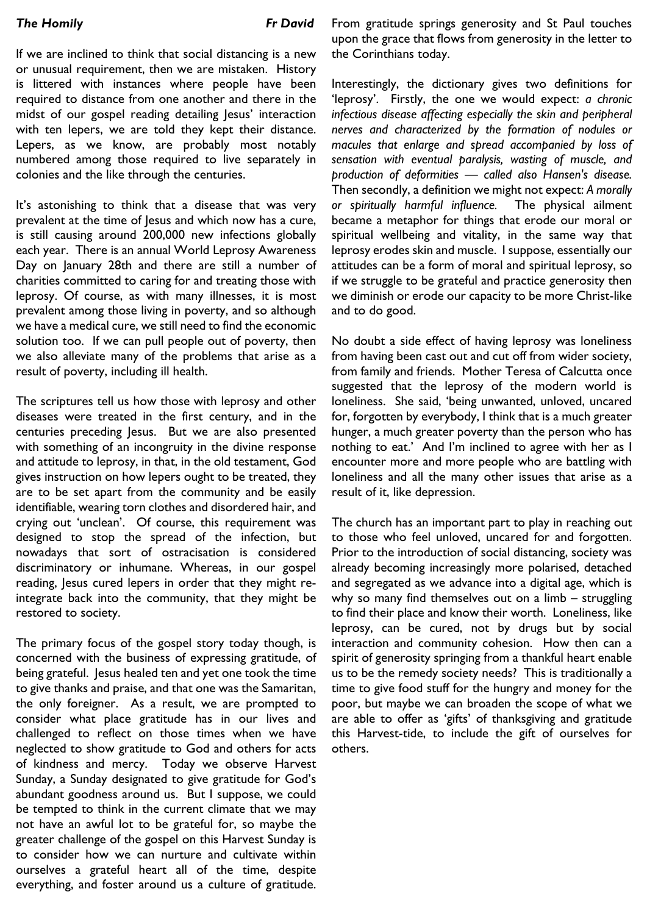***The Homily*** ***Fr David***

If we are inclined to think that social distancing is a new or unusual requirement, then we are mistaken. History is littered with instances where people have been required to distance from one another and there in the midst of our gospel reading detailing Jesus' interaction with ten lepers, we are told they kept their distance. Lepers, as we know, are probably most notably numbered among those required to live separately in colonies and the like through the centuries.

It's astonishing to think that a disease that was very prevalent at the time of Jesus and which now has a cure, is still causing around 200,000 new infections globally each year. There is an annual World Leprosy Awareness Day on January 28th and there are still a number of charities committed to caring for and treating those with leprosy. Of course, as with many illnesses, it is most prevalent among those living in poverty, and so although we have a medical cure, we still need to find the economic solution too. If we can pull people out of poverty, then we also alleviate many of the problems that arise as a result of poverty, including ill health.

The scriptures tell us how those with leprosy and other diseases were treated in the first century, and in the centuries preceding Jesus. But we are also presented with something of an incongruity in the divine response and attitude to leprosy, in that, in the old testament, God gives instruction on how lepers ought to be treated, they are to be set apart from the community and be easily identifiable, wearing torn clothes and disordered hair, and crying out 'unclean'. Of course, this requirement was designed to stop the spread of the infection, but nowadays that sort of ostracisation is considered discriminatory or inhumane. Whereas, in our gospel reading, Jesus cured lepers in order that they might re-integrate back into the community, that they might be restored to society.

The primary focus of the gospel story today though, is concerned with the business of expressing gratitude, of being grateful. Jesus healed ten and yet one took the time to give thanks and praise, and that one was the Samaritan, the only foreigner. As a result, we are prompted to consider what place gratitude has in our lives and challenged to reflect on those times when we have neglected to show gratitude to God and others for acts of kindness and mercy. Today we observe Harvest Sunday, a Sunday designated to give gratitude for God's abundant goodness around us. But I suppose, we could be tempted to think in the current climate that we may not have an awful lot to be grateful for, so maybe the greater challenge of the gospel on this Harvest Sunday is to consider how we can nurture and cultivate within ourselves a grateful heart all of the time, despite everything, and foster around us a culture of gratitude. From gratitude springs generosity and St Paul touches upon the grace that flows from generosity in the letter to the Corinthians today.

Interestingly, the dictionary gives two definitions for 'leprosy'. Firstly, the one we would expect: *a chronic infectious disease affecting especially the skin and peripheral nerves and characterized by the formation of nodules or macules that enlarge and spread accompanied by loss of sensation with eventual paralysis, wasting of muscle, and production of deformities — called also Hansen's disease.* Then secondly, a definition we might not expect: *A morally or spiritually harmful influence.* The physical ailment became a metaphor for things that erode our moral or spiritual wellbeing and vitality, in the same way that leprosy erodes skin and muscle. I suppose, essentially our attitudes can be a form of moral and spiritual leprosy, so if we struggle to be grateful and practice generosity then we diminish or erode our capacity to be more Christ-like and to do good.

No doubt a side effect of having leprosy was loneliness from having been cast out and cut off from wider society, from family and friends. Mother Teresa of Calcutta once suggested that the leprosy of the modern world is loneliness. She said, 'being unwanted, unloved, uncared for, forgotten by everybody, I think that is a much greater hunger, a much greater poverty than the person who has nothing to eat.' And I'm inclined to agree with her as I encounter more and more people who are battling with loneliness and all the many other issues that arise as a result of it, like depression.

The church has an important part to play in reaching out to those who feel unloved, uncared for and forgotten. Prior to the introduction of social distancing, society was already becoming increasingly more polarised, detached and segregated as we advance into a digital age, which is why so many find themselves out on a limb – struggling to find their place and know their worth. Loneliness, like leprosy, can be cured, not by drugs but by social interaction and community cohesion. How then can a spirit of generosity springing from a thankful heart enable us to be the remedy society needs? This is traditionally a time to give food stuff for the hungry and money for the poor, but maybe we can broaden the scope of what we are able to offer as 'gifts' of thanksgiving and gratitude this Harvest-tide, to include the gift of ourselves for others.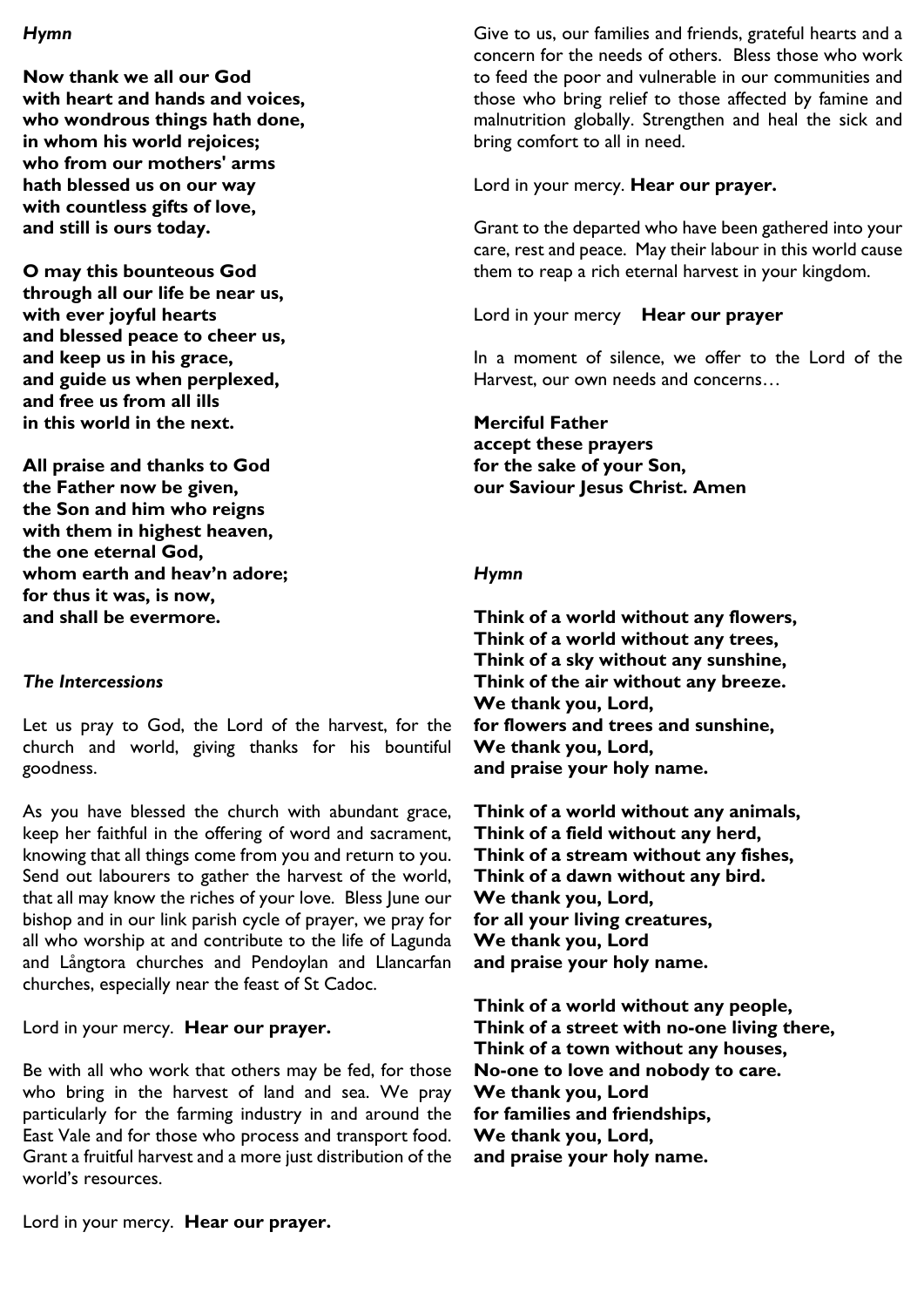*Hymn*

**Now thank we all our God**
**with heart and hands and voices,**
**who wondrous things hath done,**
**in whom his world rejoices;**
**who from our mothers' arms**
**hath blessed us on our way**
**with countless gifts of love,**
**and still is ours today.**

**O may this bounteous God**
**through all our life be near us,**
**with ever joyful hearts**
**and blessed peace to cheer us,**
**and keep us in his grace,**
**and guide us when perplexed,**
**and free us from all ills**
**in this world in the next.**

**All praise and thanks to God**
**the Father now be given,**
**the Son and him who reigns**
**with them in highest heaven,**
**the one eternal God,**
**whom earth and heav'n adore;**
**for thus it was, is now,**
**and shall be evermore.**

***The Intercessions***

Let us pray to God, the Lord of the harvest, for the church and world, giving thanks for his bountiful goodness.

As you have blessed the church with abundant grace, keep her faithful in the offering of word and sacrament, knowing that all things come from you and return to you. Send out labourers to gather the harvest of the world, that all may know the riches of your love. Bless June our bishop and in our link parish cycle of prayer, we pray for all who worship at and contribute to the life of Lagunda and Långtora churches and Pendoylan and Llancarfan churches, especially near the feast of St Cadoc.

Lord in your mercy. **Hear our prayer.**

Be with all who work that others may be fed, for those who bring in the harvest of land and sea. We pray particularly for the farming industry in and around the East Vale and for those who process and transport food. Grant a fruitful harvest and a more just distribution of the world's resources.

Lord in your mercy. **Hear our prayer.**

Give to us, our families and friends, grateful hearts and a concern for the needs of others. Bless those who work to feed the poor and vulnerable in our communities and those who bring relief to those affected by famine and malnutrition globally. Strengthen and heal the sick and bring comfort to all in need.

Lord in your mercy. **Hear our prayer.**

Grant to the departed who have been gathered into your care, rest and peace. May their labour in this world cause them to reap a rich eternal harvest in your kingdom.

Lord in your mercy **Hear our prayer**

In a moment of silence, we offer to the Lord of the Harvest, our own needs and concerns…

**Merciful Father**
**accept these prayers**
**for the sake of your Son,**
**our Saviour Jesus Christ. Amen**

*Hymn*

**Think of a world without any flowers,**
**Think of a world without any trees,**
**Think of a sky without any sunshine,**
**Think of the air without any breeze.**
**We thank you, Lord,**
**for flowers and trees and sunshine,**
**We thank you, Lord,**
**and praise your holy name.**

**Think of a world without any animals,**
**Think of a field without any herd,**
**Think of a stream without any fishes,**
**Think of a dawn without any bird.**
**We thank you, Lord,**
**for all your living creatures,**
**We thank you, Lord**
**and praise your holy name.**

**Think of a world without any people,**
**Think of a street with no-one living there,**
**Think of a town without any houses,**
**No-one to love and nobody to care.**
**We thank you, Lord**
**for families and friendships,**
**We thank you, Lord,**
**and praise your holy name.**